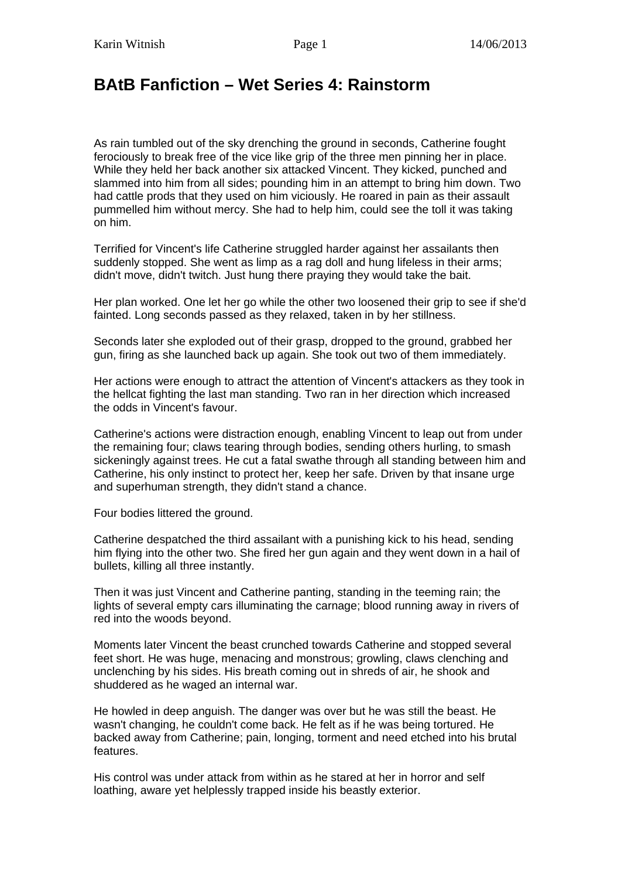# BAtB Fanfiction – Wet Series 4: Rainstorm

As rain tumbled out of the sky drenching the ground in seconds, Catherine fought ferociously to break free of the vice like grip of the three men pinning her in place. While they held her back another six attacked Vincent. They kicked, punched and slammed into him from all sides; pounding him in an attempt to bring him down. Two had cattle prods that they used on him viciously. He roared in pain as their assault pummelled him without mercy. She had to help him, could see the toll it was taking on him.

Terrified for Vincent's life Catherine struggled harder against her assailants then suddenly stopped. She went as limp as a rag doll and hung lifeless in their arms; didn't move, didn't twitch. Just hung there praying they would take the bait.

Her plan worked. One let her go while the other two loosened their grip to see if she'd fainted. Long seconds passed as they relaxed, taken in by her stillness.

Seconds later she exploded out of their grasp, dropped to the ground, grabbed her gun, firing as she launched back up again. She took out two of them immediately.

Her actions were enough to attract the attention of Vincent's attackers as they took in the hellcat fighting the last man standing. Two ran in her direction which increased the odds in Vincent's favour.

Catherine's actions were distraction enough, enabling Vincent to leap out from under the remaining four; claws tearing through bodies, sending others hurling, to smash sickeningly against trees. He cut a fatal swathe through all standing between him and Catherine, his only instinct to protect her, keep her safe. Driven by that insane urge and superhuman strength, they didn't stand a chance.

Four bodies littered the ground.

Catherine despatched the third assailant with a punishing kick to his head, sending him flying into the other two. She fired her gun again and they went down in a hail of bullets, killing all three instantly.

Then it was just Vincent and Catherine panting, standing in the teeming rain; the lights of several empty cars illuminating the carnage; blood running away in rivers of red into the woods beyond.

Moments later Vincent the beast crunched towards Catherine and stopped several feet short. He was huge, menacing and monstrous; growling, claws clenching and unclenching by his sides. His breath coming out in shreds of air, he shook and shuddered as he waged an internal war.

He howled in deep anguish. The danger was over but he was still the beast. He wasn't changing, he couldn't come back. He felt as if he was being tortured. He backed away from Catherine; pain, longing, torment and need etched into his brutal features.

His control was under attack from within as he stared at her in horror and self loathing, aware yet helplessly trapped inside his beastly exterior.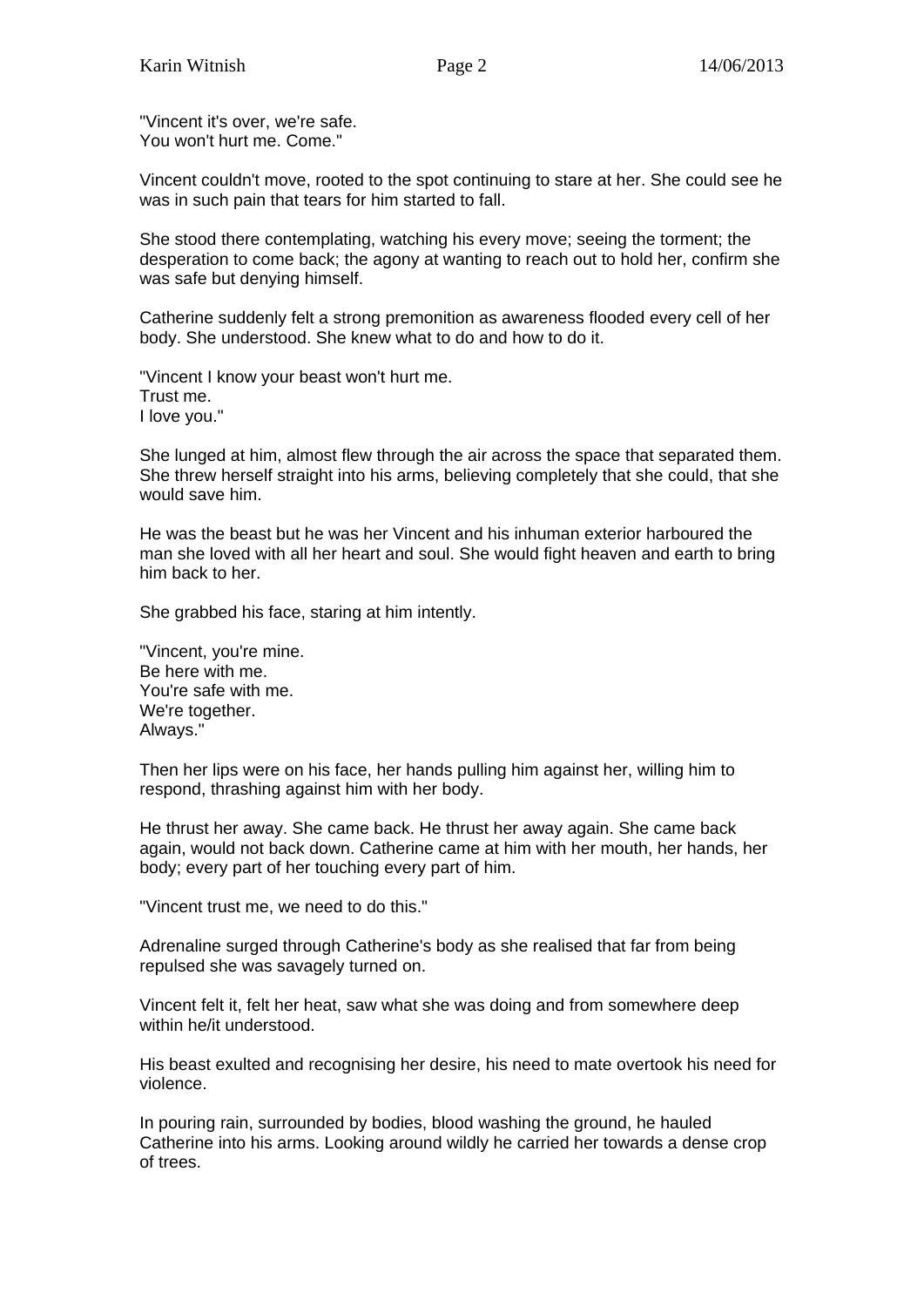"Vincent it's over, we're safe.
You won't hurt me. Come."

Vincent couldn't move, rooted to the spot continuing to stare at her. She could see he was in such pain that tears for him started to fall.

She stood there contemplating, watching his every move; seeing the torment; the desperation to come back; the agony at wanting to reach out to hold her, confirm she was safe but denying himself.

Catherine suddenly felt a strong premonition as awareness flooded every cell of her body. She understood. She knew what to do and how to do it.

"Vincent I know your beast won't hurt me.
Trust me.
I love you."

She lunged at him, almost flew through the air across the space that separated them. She threw herself straight into his arms, believing completely that she could, that she would save him.

He was the beast but he was her Vincent and his inhuman exterior harboured the man she loved with all her heart and soul. She would fight heaven and earth to bring him back to her.

She grabbed his face, staring at him intently.

"Vincent, you're mine.
Be here with me.
You're safe with me.
We're together.
Always."

Then her lips were on his face, her hands pulling him against her, willing him to respond, thrashing against him with her body.

He thrust her away. She came back. He thrust her away again. She came back again, would not back down. Catherine came at him with her mouth, her hands, her body; every part of her touching every part of him.

"Vincent trust me, we need to do this."

Adrenaline surged through Catherine's body as she realised that far from being repulsed she was savagely turned on.

Vincent felt it, felt her heat, saw what she was doing and from somewhere deep within he/it understood.

His beast exulted and recognising her desire, his need to mate overtook his need for violence.

In pouring rain, surrounded by bodies, blood washing the ground, he hauled Catherine into his arms. Looking around wildly he carried her towards a dense crop of trees.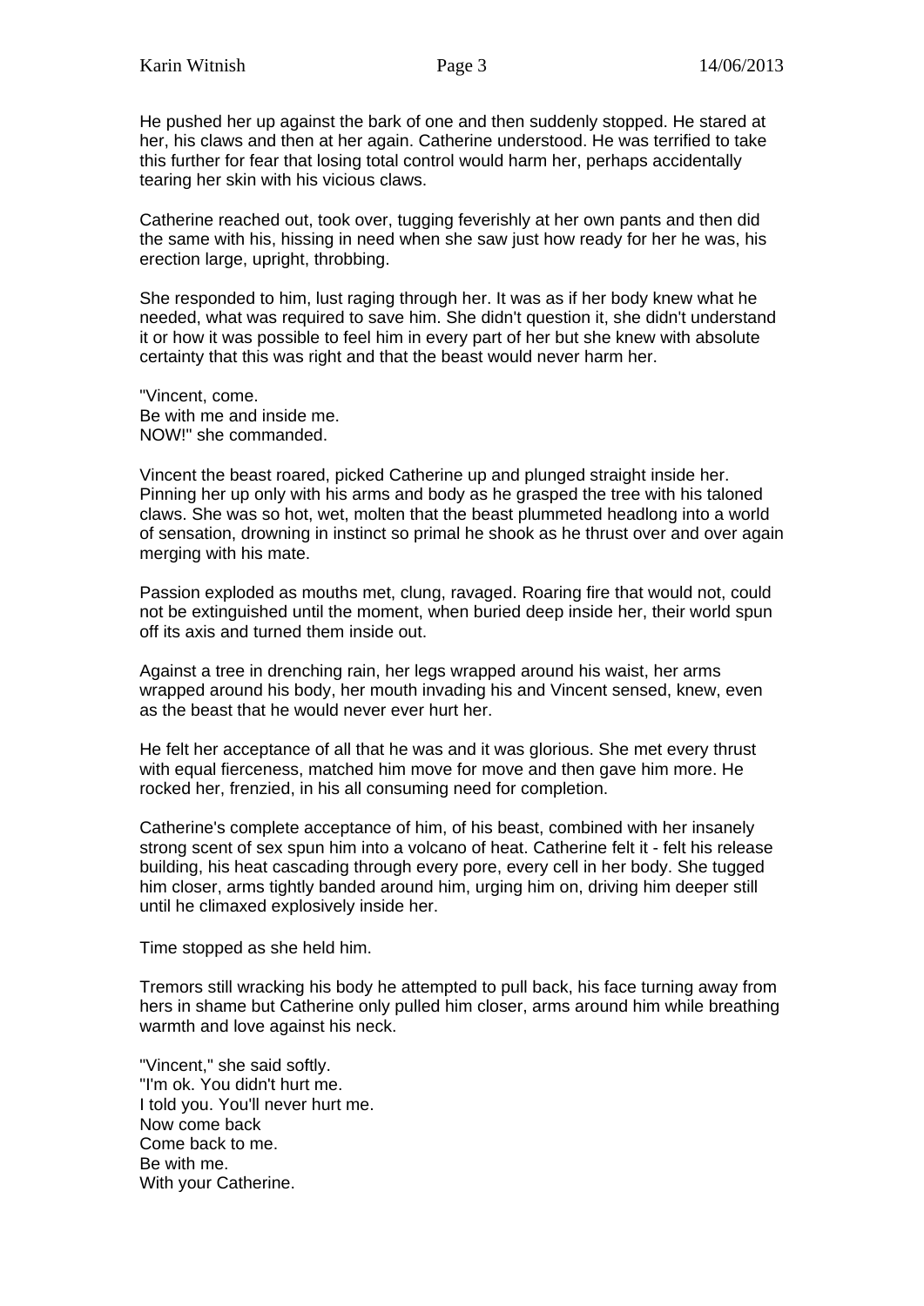He pushed her up against the bark of one and then suddenly stopped. He stared at her, his claws and then at her again. Catherine understood. He was terrified to take this further for fear that losing total control would harm her, perhaps accidentally tearing her skin with his vicious claws.

Catherine reached out, took over, tugging feverishly at her own pants and then did the same with his, hissing in need when she saw just how ready for her he was, his erection large, upright, throbbing.

She responded to him, lust raging through her. It was as if her body knew what he needed, what was required to save him. She didn't question it, she didn't understand it or how it was possible to feel him in every part of her but she knew with absolute certainty that this was right and that the beast would never harm her.

"Vincent, come.
Be with me and inside me.
NOW!" she commanded.

Vincent the beast roared, picked Catherine up and plunged straight inside her. Pinning her up only with his arms and body as he grasped the tree with his taloned claws. She was so hot, wet, molten that the beast plummeted headlong into a world of sensation, drowning in instinct so primal he shook as he thrust over and over again merging with his mate.

Passion exploded as mouths met, clung, ravaged. Roaring fire that would not, could not be extinguished until the moment, when buried deep inside her, their world spun off its axis and turned them inside out.

Against a tree in drenching rain, her legs wrapped around his waist, her arms wrapped around his body, her mouth invading his and Vincent sensed, knew, even as the beast that he would never ever hurt her.

He felt her acceptance of all that he was and it was glorious. She met every thrust with equal fierceness, matched him move for move and then gave him more. He rocked her, frenzied, in his all consuming need for completion.

Catherine's complete acceptance of him, of his beast, combined with her insanely strong scent of sex spun him into a volcano of heat. Catherine felt it - felt his release building, his heat cascading through every pore, every cell in her body. She tugged him closer, arms tightly banded around him, urging him on, driving him deeper still until he climaxed explosively inside her.

Time stopped as she held him.

Tremors still wracking his body he attempted to pull back, his face turning away from hers in shame but Catherine only pulled him closer, arms around him while breathing warmth and love against his neck.

"Vincent," she said softly.
"I'm ok. You didn't hurt me.
I told you. You'll never hurt me.
Now come back
Come back to me.
Be with me.
With your Catherine.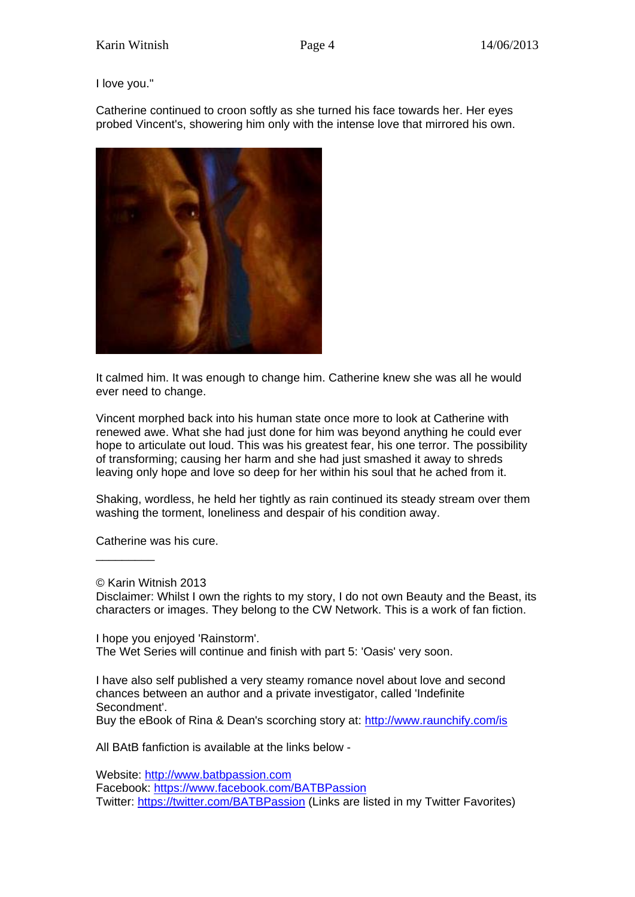I love you."

Catherine continued to croon softly as she turned his face towards her. Her eyes probed Vincent's, showering him only with the intense love that mirrored his own.

It calmed him. It was enough to change him. Catherine knew she was all he would ever need to change.

Vincent morphed back into his human state once more to look at Catherine with renewed awe. What she had just done for him was beyond anything he could ever hope to articulate out loud. This was his greatest fear, his one terror. The possibility of transforming; causing her harm and she had just smashed it away to shreds leaving only hope and love so deep for her within his soul that he ached from it.

Shaking, wordless, he held her tightly as rain continued its steady stream over them washing the torment, loneliness and despair of his condition away.

Catherine was his cure.

---

© Karin Witnish 2013
Disclaimer: Whilst I own the rights to my story, I do not own Beauty and the Beast, its characters or images. They belong to the CW Network. This is a work of fan fiction.

I hope you enjoyed 'Rainstorm'.
The Wet Series will continue and finish with part 5: 'Oasis' very soon.

I have also self published a very steamy romance novel about love and second chances between an author and a private investigator, called 'Indefinite Secondment'.
Buy the eBook of Rina & Dean's scorching story at: http://www.raunchify.com/is

All BAtB fanfiction is available at the links below -

Website: http://www.batbpassion.com
Facebook: https://www.facebook.com/BATBPassion
Twitter: https://twitter.com/BATBPassion (Links are listed in my Twitter Favorites)